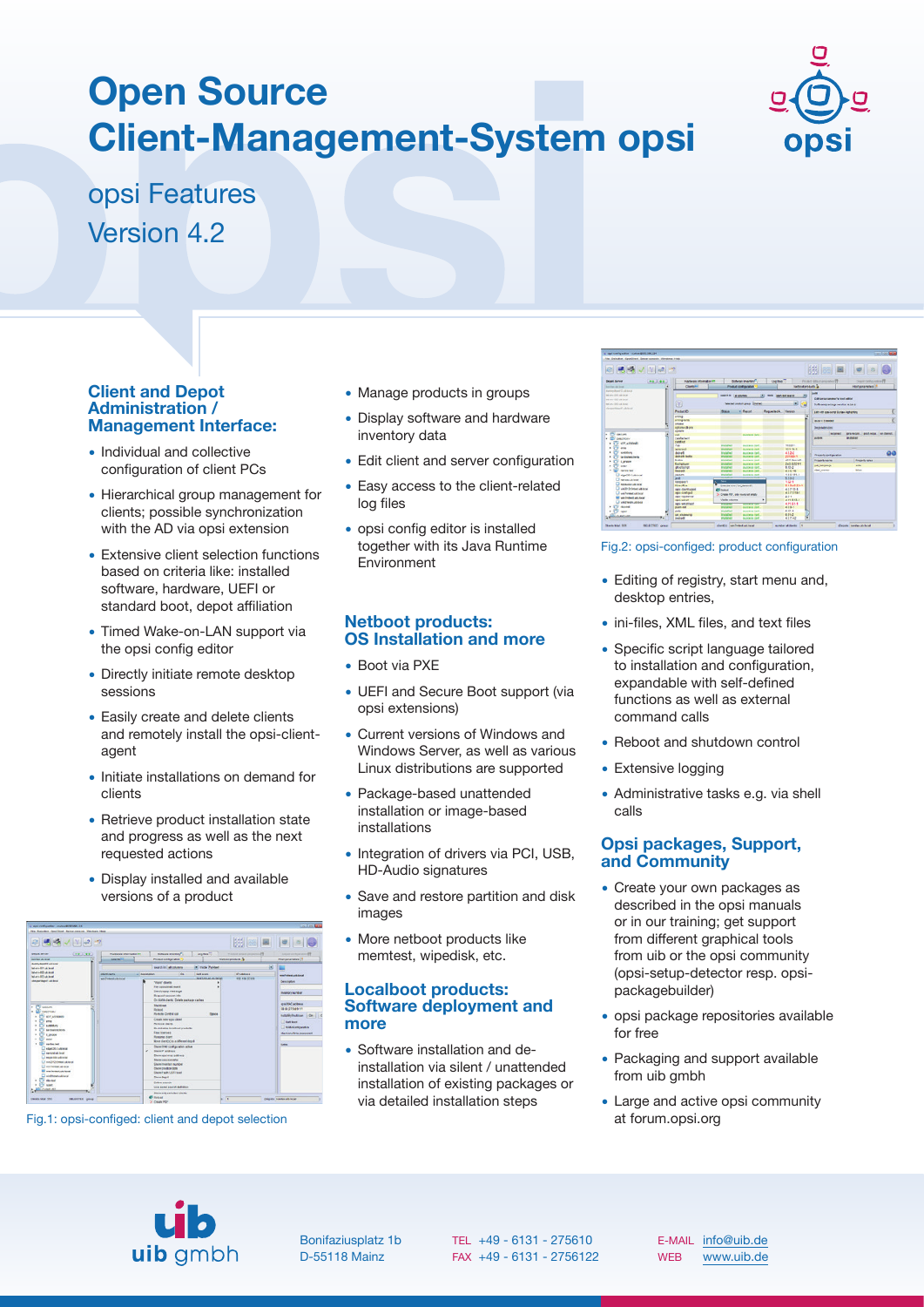# Open Source Client-Management-System opsi

## opsi Features Version 4.2

### Client and Depot Administration / Management Interface:

- Individual and collective configuration of client PCs
- Hierarchical group management for clients; possible synchronization with the AD via opsi extension
- Extensive client selection functions based on criteria like: installed software, hardware, UEFI or standard boot, depot affiliation
- Timed Wake-on-LAN support via the opsi config editor
- Directly initiate remote desktop sessions
- Easily create and delete clients and remotely install the opsi-client-agent
- Initiate installations on demand for clients
- Retrieve product installation state and progress as well as the next requested actions
- Display installed and available versions of a product

Fig.1: opsi-configed: client and depot selection

- Manage products in groups
- Display software and hardware inventory data
- Edit client and server configuration
- Easy access to the client-related log files
- opsi config editor is installed together with its Java Runtime Environment

### Netboot products: OS Installation and more

- Boot via PXE
- UEFI and Secure Boot support (via opsi extensions)
- Current versions of Windows and Windows Server, as well as various Linux distributions are supported
- Package-based unattended installation or image-based installations
- Integration of drivers via PCI, USB, HD-Audio signatures
- Save and restore partition and disk images
- More netboot products like memtest, wipedisk, etc.

### Localboot products: Software deployment and more

- Software installation and de-installation via silent / unattended installation of existing packages or via detailed installation steps

Fig.2: opsi-configed: product configuration

- Editing of registry, start menu and, desktop entries,
- ini-files, XML files, and text files
- Specific script language tailored to installation and configuration, expandable with self-defined functions as well as external command calls
- Reboot and shutdown control
- Extensive logging
- Administrative tasks e.g. via shell calls

### Opsi packages, Support, and Community

- Create your own packages as described in the opsi manuals or in our training; get support from different graphical tools from uib or the opsi community (opsi-setup-detector resp. opsi-packagebuilder)
- opsi package repositories available for free
- Packaging and support available from uib gmbh
- Large and active opsi community at forum.opsi.org

uib gmbh
Bonifaziusplatz 1b
D-55118 Mainz

TEL +49 - 6131 - 275610
FAX +49 - 6131 - 2756122

E-MAIL info@uib.de
WEB www.uib.de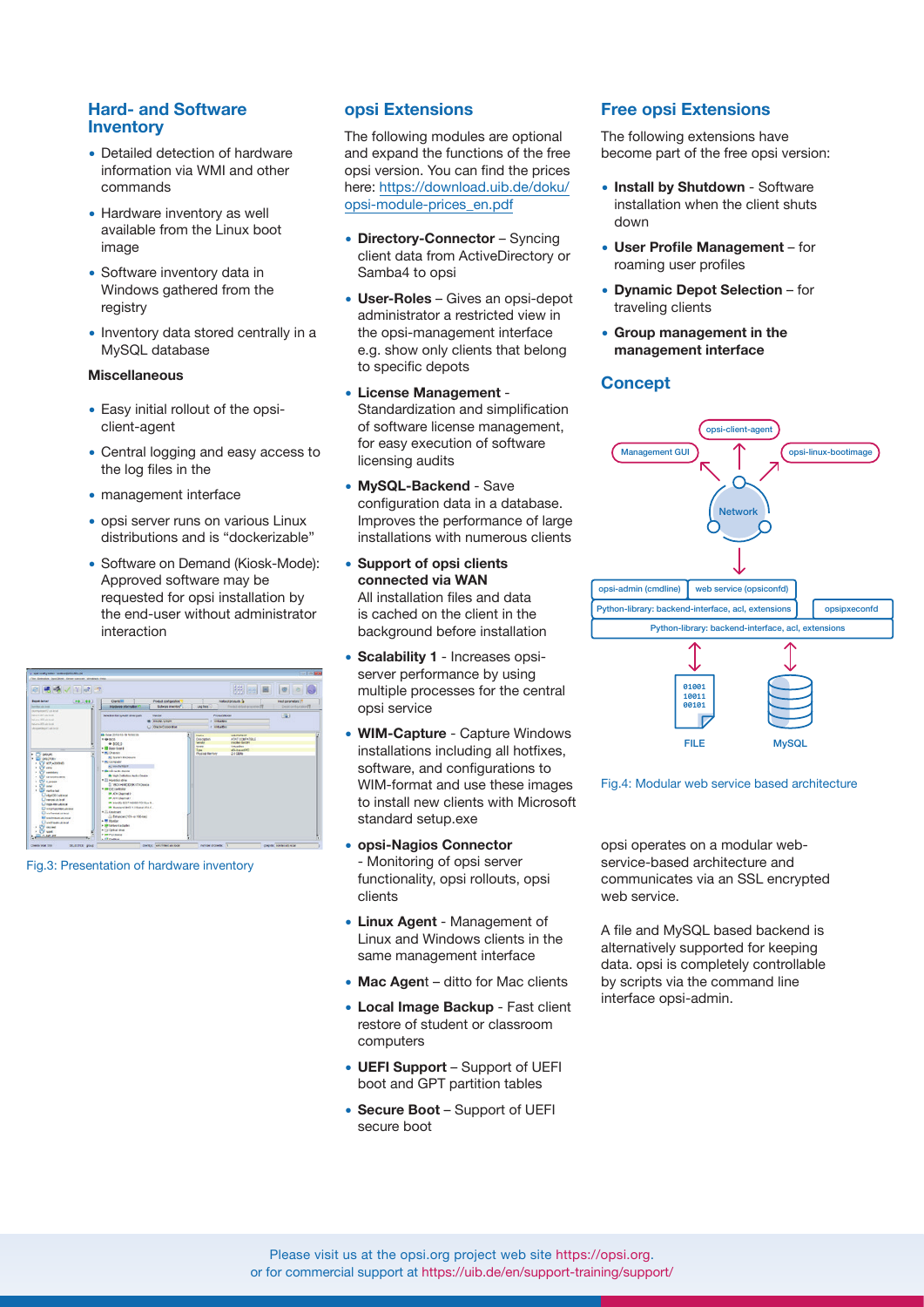## Hard- and Software Inventory

- Detailed detection of hardware information via WMI and other commands
- Hardware inventory as well available from the Linux boot image
- Software inventory data in Windows gathered from the registry
- Inventory data stored centrally in a MySQL database

### Miscellaneous

- Easy initial rollout of the opsi-client-agent
- Central logging and easy access to the log files in the
- management interface
- opsi server runs on various Linux distributions and is "dockerizable"
- Software on Demand (Kiosk-Mode): Approved software may be requested for opsi installation by the end-user without administrator interaction

Fig.3: Presentation of hardware inventory

## opsi Extensions

The following modules are optional and expand the functions of the free opsi version. You can find the prices here: [https://download.uib.de/doku/opsi-module-prices_en.pdf](https://download.uib.de/doku/opsi-module-prices_en.pdf)

- **Directory-Connector** – Syncing client data from ActiveDirectory or Samba4 to opsi
- **User-Roles** – Gives an opsi-depot administrator a restricted view in the opsi-management interface e.g. show only clients that belong to specific depots
- **License Management** - Standardization and simplification of software license management, for easy execution of software licensing audits
- **MySQL-Backend** - Save configuration data in a database. Improves the performance of large installations with numerous clients
- **Support of opsi clients connected via WAN** All installation files and data is cached on the client in the background before installation
- **Scalability 1** - Increases opsi-server performance by using multiple processes for the central opsi service
- **WIM-Capture** - Capture Windows installations including all hotfixes, software, and configurations to WIM-format and use these images to install new clients with Microsoft standard setup.exe
- **opsi-Nagios Connector** - Monitoring of opsi server functionality, opsi rollouts, opsi clients
- **Linux Agent** - Management of Linux and Windows clients in the same management interface
- **Mac Agent** – ditto for Mac clients
- **Local Image Backup** - Fast client restore of student or classroom computers
- **UEFI Support** – Support of UEFI boot and GPT partition tables
- **Secure Boot** – Support of UEFI secure boot

## Free opsi Extensions

The following extensions have become part of the free opsi version:

- **Install by Shutdown** - Software installation when the client shuts down
- **User Profile Management** – for roaming user profiles
- **Dynamic Depot Selection** – for traveling clients
- **Group management in the management interface**

## Concept

opsi-client-agent
Management GUI
opsi-linux-bootimage
Network
opsi-admin (cmdline)
web service (opsiconfd)
Python-library: backend-interface, acl, extensions
opsipxeconfd
Python-library: backend-interface, acl, extensions
01001
10011
00101
FILE
MySQL

Fig.4: Modular web service based architecture

opsi operates on a modular web-service-based architecture and communicates via an SSL encrypted web service.

A file and MySQL based backend is alternatively supported for keeping data. opsi is completely controllable by scripts via the command line interface opsi-admin.

Please visit us at the opsi.org project web site https://opsi.org.
or for commercial support at https://uib.de/en/support-training/support/